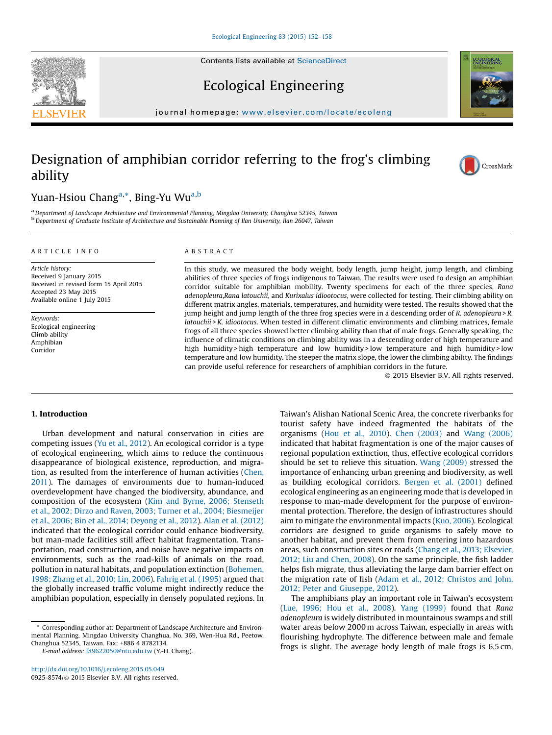Contents lists available at ScienceDirect

# Ecological Engineering

journal homepage: www.elsevier.com/locate/ecoleng

# Designation of amphibian corridor referring to the frog's climbing ability

Yuan-Hsiou Chang[a,*], Bing-Yu Wu[a,b]

[a] Department of Landscape Architecture and Environmental Planning, Mingdao University, Changhua 52345, Taiwan
[b] Department of Graduate Institute of Architecture and Sustainable Planning of Ilan University, Ilan 26047, Taiwan

ARTICLE INFO

*Article history:*
Received 9 January 2015
Received in revised form 15 April 2015
Accepted 23 May 2015
Available online 1 July 2015

*Keywords:*
Ecological engineering
Climb ability
Amphibian
Corridor

ABSTRACT

In this study, we measured the body weight, body length, jump height, jump length, and climbing abilities of three species of frogs indigenous to Taiwan. The results were used to design an amphibian corridor suitable for amphibian mobility. Twenty specimens for each of the three species, *Rana adenopleura*,*Rana latouchii*, and *Kurixalus idiootocus*, were collected for testing. Their climbing ability on different matrix angles, materials, temperatures, and humidity were tested. The results showed that the jump height and jump length of the three frog species were in a descending order of *R. adenopleura* > *R. latouchii* > *K. idiootocus*. When tested in different climatic environments and climbing matrices, female frogs of all three species showed better climbing ability than that of male frogs. Generally speaking, the influence of climatic conditions on climbing ability was in a descending order of high temperature and high humidity > high temperature and low humidity > low temperature and high humidity > low temperature and low humidity. The steeper the matrix slope, the lower the climbing ability. The findings can provide useful reference for researchers of amphibian corridors in the future.

© 2015 Elsevier B.V. All rights reserved.

## 1. Introduction

Urban development and natural conservation in cities are competing issues (Yu et al., 2012). An ecological corridor is a type of ecological engineering, which aims to reduce the continuous disappearance of biological existence, reproduction, and migration, as resulted from the interference of human activities (Chen, 2011). The damages of environments due to human-induced overdevelopment have changed the biodiversity, abundance, and composition of the ecosystem (Kim and Byrne, 2006; Stenseth et al., 2002; Dirzo and Raven, 2003; Turner et al., 2004; Biesmeijer et al., 2006; Bin et al., 2014; Deyong et al., 2012). Alan et al. (2012) indicated that the ecological corridor could enhance biodiversity, but man-made facilities still affect habitat fragmentation. Transportation, road construction, and noise have negative impacts on environments, such as the road-kills of animals on the road, pollution in natural habitats, and population extinction (Bohemen, 1998; Zhang et al., 2010; Lin, 2006). Fahrig et al. (1995) argued that the globally increased traffic volume might indirectly reduce the amphibian population, especially in densely populated regions. In Taiwan's Alishan National Scenic Area, the concrete riverbanks for tourist safety have indeed fragmented the habitats of the organisms (Hou et al., 2010). Chen (2003) and Wang (2006) indicated that habitat fragmentation is one of the major causes of regional population extinction, thus, effective ecological corridors should be set to relieve this situation. Wang (2009) stressed the importance of enhancing urban greening and biodiversity, as well as building ecological corridors. Bergen et al. (2001) defined ecological engineering as an engineering mode that is developed in response to man-made development for the purpose of environmental protection. Therefore, the design of infrastructures should aim to mitigate the environmental impacts (Kuo, 2006). Ecological corridors are designed to guide organisms to safely move to another habitat, and prevent them from entering into hazardous areas, such construction sites or roads (Chang et al., 2013; Elsevier, 2012; Liu and Chen, 2008). On the same principle, the fish ladder helps fish migrate, thus alleviating the large dam barrier effect on the migration rate of fish (Adam et al., 2012; Christos and John, 2012; Peter and Giuseppe, 2012).

The amphibians play an important role in Taiwan's ecosystem (Lue, 1996; Hou et al., 2008). Yang (1999) found that *Rana adenopleura* is widely distributed in mountainous swamps and still water areas below 2000 m across Taiwan, especially in areas with flourishing hydrophyte. The difference between male and female frogs is slight. The average body length of male frogs is 6.5 cm,

* Corresponding author at: Department of Landscape Architecture and Environmental Planning, Mingdao University Changhua, No. 369, Wen-Hua Rd., Peetow, Changhua 52345, Taiwan. Fax: +886 4 8782134.
E-mail address: f89622050@ntu.edu.tw (Y.-H. Chang).

http://dx.doi.org/10.1016/j.ecoleng.2015.05.049
0925-8574/© 2015 Elsevier B.V. All rights reserved.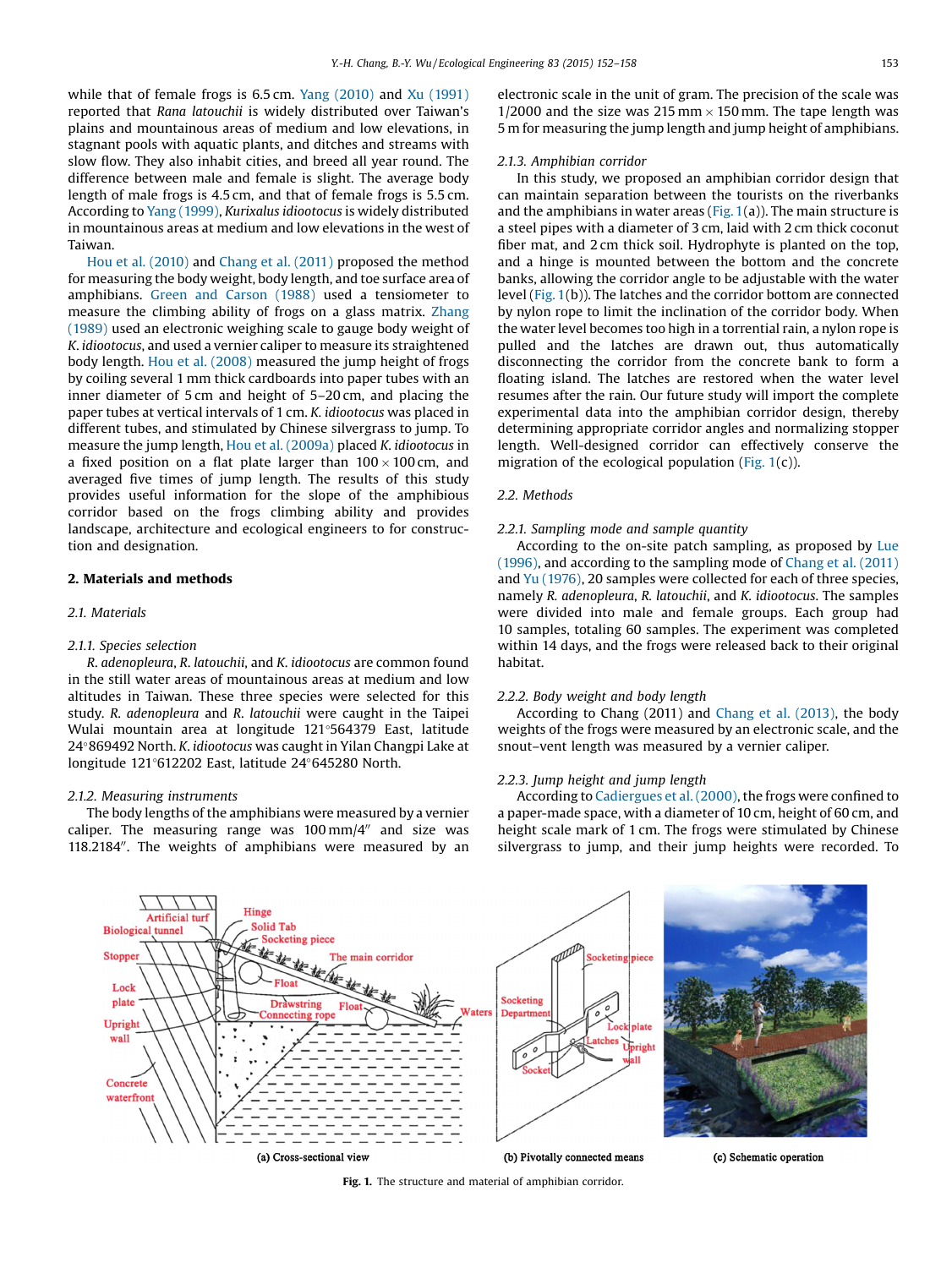while that of female frogs is 6.5 cm. Yang (2010) and Xu (1991) reported that *Rana latouchii* is widely distributed over Taiwan's plains and mountainous areas of medium and low elevations, in stagnant pools with aquatic plants, and ditches and streams with slow flow. They also inhabit cities, and breed all year round. The difference between male and female is slight. The average body length of male frogs is 4.5 cm, and that of female frogs is 5.5 cm. According to Yang (1999), *Kurixalus idiootocus* is widely distributed in mountainous areas at medium and low elevations in the west of Taiwan.

Hou et al. (2010) and Chang et al. (2011) proposed the method for measuring the body weight, body length, and toe surface area of amphibians. Green and Carson (1988) used a tensiometer to measure the climbing ability of frogs on a glass matrix. Zhang (1989) used an electronic weighing scale to gauge body weight of *K. idiootocus*, and used a vernier caliper to measure its straightened body length. Hou et al. (2008) measured the jump height of frogs by coiling several 1 mm thick cardboards into paper tubes with an inner diameter of 5 cm and height of 5–20 cm, and placing the paper tubes at vertical intervals of 1 cm. *K. idiootocus* was placed in different tubes, and stimulated by Chinese silvergrass to jump. To measure the jump length, Hou et al. (2009a) placed *K. idiootocus* in a fixed position on a flat plate larger than 100 × 100 cm, and averaged five times of jump length. The results of this study provides useful information for the slope of the amphibious corridor based on the frogs climbing ability and provides landscape, architecture and ecological engineers to for construction and designation.

## 2. Materials and methods

### 2.1. Materials

#### 2.1.1. Species selection

*R. adenopleura*, *R. latouchii*, and *K. idiootocus* are common found in the still water areas of mountainous areas at medium and low altitudes in Taiwan. These three species were selected for this study. *R. adenopleura* and *R. latouchii* were caught in the Taipei Wulai mountain area at longitude 121°564379 East, latitude 24°869492 North. *K. idiootocus* was caught in Yilan Changpi Lake at longitude 121°612202 East, latitude 24°645280 North.

#### 2.1.2. Measuring instruments

The body lengths of the amphibians were measured by a vernier caliper. The measuring range was 100 mm/4″ and size was 118.2184″. The weights of amphibians were measured by an electronic scale in the unit of gram. The precision of the scale was 1/2000 and the size was 215 mm × 150 mm. The tape length was 5 m for measuring the jump length and jump height of amphibians.

#### 2.1.3. Amphibian corridor

In this study, we proposed an amphibian corridor design that can maintain separation between the tourists on the riverbanks and the amphibians in water areas (Fig. 1(a)). The main structure is a steel pipes with a diameter of 3 cm, laid with 2 cm thick coconut fiber mat, and 2 cm thick soil. Hydrophyte is planted on the top, and a hinge is mounted between the bottom and the concrete banks, allowing the corridor angle to be adjustable with the water level (Fig. 1(b)). The latches and the corridor bottom are connected by nylon rope to limit the inclination of the corridor body. When the water level becomes too high in a torrential rain, a nylon rope is pulled and the latches are drawn out, thus automatically disconnecting the corridor from the concrete bank to form a floating island. The latches are restored when the water level resumes after the rain. Our future study will import the complete experimental data into the amphibian corridor design, thereby determining appropriate corridor angles and normalizing stopper length. Well-designed corridor can effectively conserve the migration of the ecological population (Fig. 1(c)).

### 2.2. Methods

#### 2.2.1. Sampling mode and sample quantity

According to the on-site patch sampling, as proposed by Lue (1996), and according to the sampling mode of Chang et al. (2011) and Yu (1976), 20 samples were collected for each of three species, namely *R. adenopleura*, *R. latouchii*, and *K. idiootocus*. The samples were divided into male and female groups. Each group had 10 samples, totaling 60 samples. The experiment was completed within 14 days, and the frogs were released back to their original habitat.

#### 2.2.2. Body weight and body length

According to Chang (2011) and Chang et al. (2013), the body weights of the frogs were measured by an electronic scale, and the snout–vent length was measured by a vernier caliper.

#### 2.2.3. Jump height and jump length

According to Cadiergues et al. (2000), the frogs were confined to a paper-made space, with a diameter of 10 cm, height of 60 cm, and height scale mark of 1 cm. The frogs were stimulated by Chinese silvergrass to jump, and their jump heights were recorded. To

(a) Cross-sectional view (b) Pivotally connected means (c) Schematic operation

**Fig. 1.** The structure and material of amphibian corridor.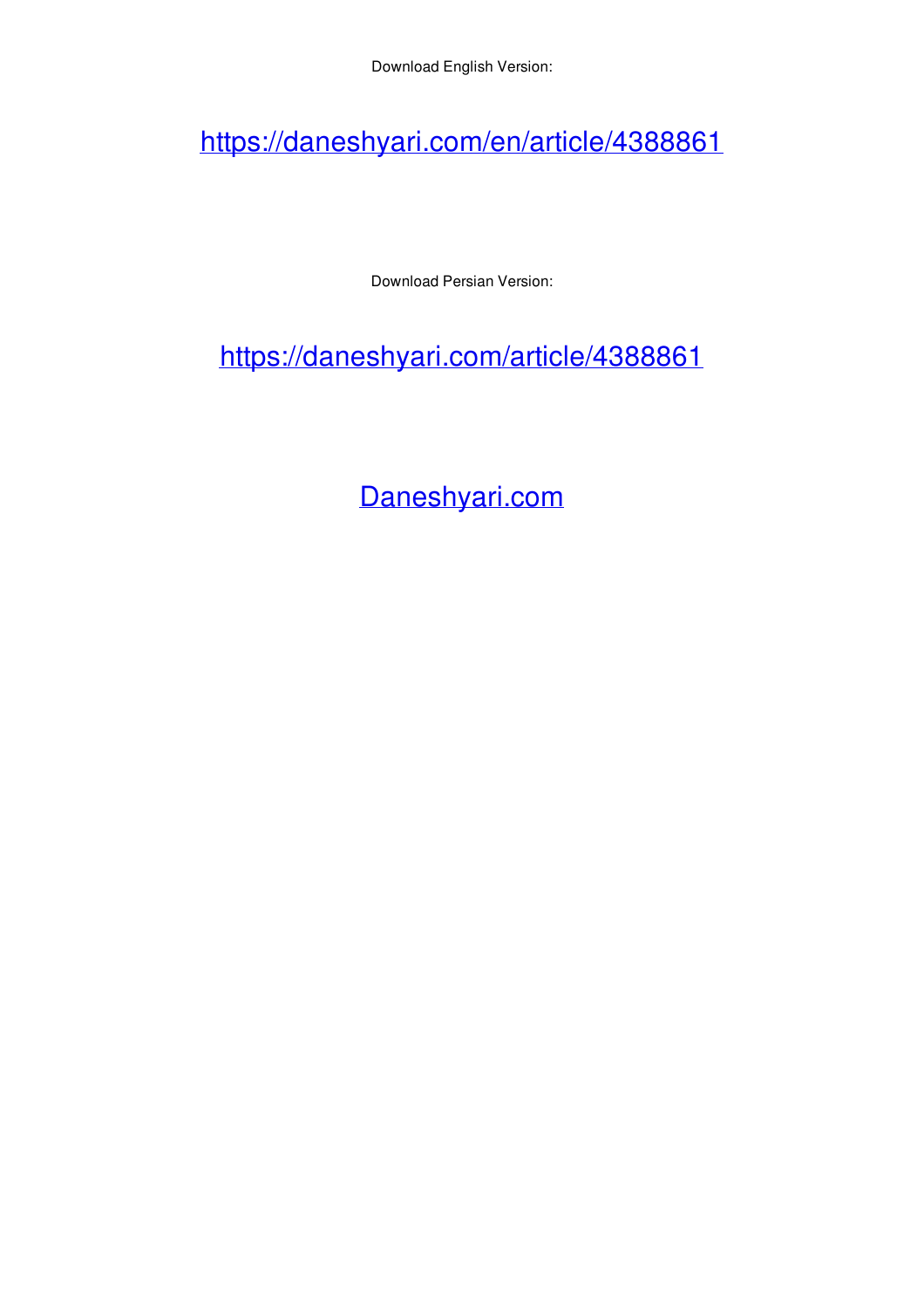Download English Version:

[https://daneshyari.com/en/article/4388861](https://daneshyari.com/en/article/4388861)

Download Persian Version:

[https://daneshyari.com/article/4388861](https://daneshyari.com/article/4388861)

[Daneshyari.com](https://daneshyari.com)